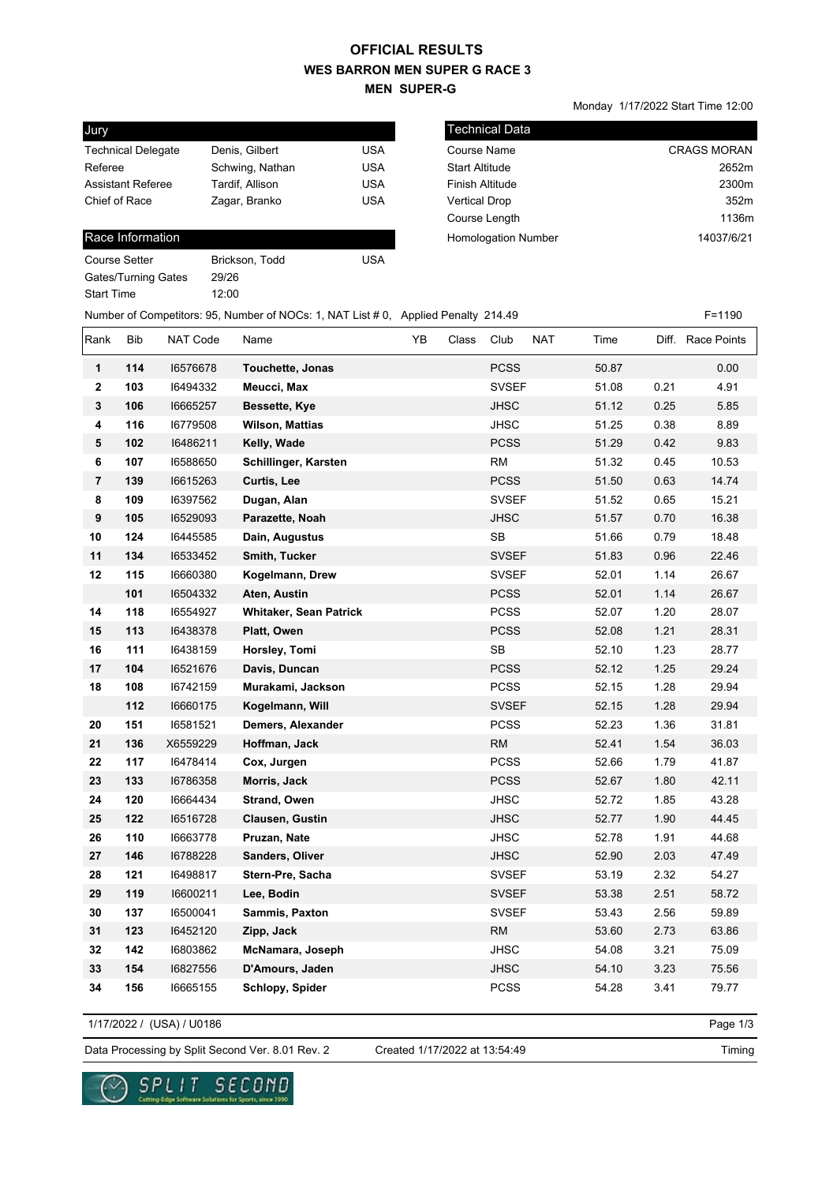# OFFICIAL RESULTS
## WES BARRON MEN SUPER G RACE 3
### MEN SUPER-G

Monday 1/17/2022 Start Time 12:00

| Jury | | |
|---|---|---|
| Technical Delegate | Denis, Gilbert | USA |
| Referee | Schwing, Nathan | USA |
| Assistant Referee | Tardif, Allison | USA |
| Chief of Race | Zagar, Branko | USA |

| Technical Data | |
|---|---|
| Course Name | CRAGS MORAN |
| Start Altitude | 2652m |
| Finish Altitude | 2300m |
| Vertical Drop | 352m |
| Course Length | 1136m |
| Homologation Number | 14037/6/21 |

| Race Information | | |
|---|---|---|
| Course Setter | Brickson, Todd | USA |
| Gates/Turning Gates | 29/26 | |
| Start Time | 12:00 | |

Number of Competitors: 95, Number of NOCs: 1, NAT List # 0, Applied Penalty 214.49 F=1190

| Rank | Bib | NAT Code | Name | YB | Class | Club | NAT | Time | Diff. | Race Points |
|---|---|---|---|---|---|---|---|---|---|---|
| 1 | 114 | I6576678 | Touchette, Jonas | | | PCSS | | 50.87 | | 0.00 |
| 2 | 103 | I6494332 | Meucci, Max | | | SVSEF | | 51.08 | 0.21 | 4.91 |
| 3 | 106 | I6665257 | Bessette, Kye | | | JHSC | | 51.12 | 0.25 | 5.85 |
| 4 | 116 | I6779508 | Wilson, Mattias | | | JHSC | | 51.25 | 0.38 | 8.89 |
| 5 | 102 | I6486211 | Kelly, Wade | | | PCSS | | 51.29 | 0.42 | 9.83 |
| 6 | 107 | I6588650 | Schillinger, Karsten | | | RM | | 51.32 | 0.45 | 10.53 |
| 7 | 139 | I6615263 | Curtis, Lee | | | PCSS | | 51.50 | 0.63 | 14.74 |
| 8 | 109 | I6397562 | Dugan, Alan | | | SVSEF | | 51.52 | 0.65 | 15.21 |
| 9 | 105 | I6529093 | Parazette, Noah | | | JHSC | | 51.57 | 0.70 | 16.38 |
| 10 | 124 | I6445585 | Dain, Augustus | | | SB | | 51.66 | 0.79 | 18.48 |
| 11 | 134 | I6533452 | Smith, Tucker | | | SVSEF | | 51.83 | 0.96 | 22.46 |
| 12 | 115 | I6660380 | Kogelmann, Drew | | | SVSEF | | 52.01 | 1.14 | 26.67 |
| | 101 | I6504332 | Aten, Austin | | | PCSS | | 52.01 | 1.14 | 26.67 |
| 14 | 118 | I6554927 | Whitaker, Sean Patrick | | | PCSS | | 52.07 | 1.20 | 28.07 |
| 15 | 113 | I6438378 | Platt, Owen | | | PCSS | | 52.08 | 1.21 | 28.31 |
| 16 | 111 | I6438159 | Horsley, Tomi | | | SB | | 52.10 | 1.23 | 28.77 |
| 17 | 104 | I6521676 | Davis, Duncan | | | PCSS | | 52.12 | 1.25 | 29.24 |
| 18 | 108 | I6742159 | Murakami, Jackson | | | PCSS | | 52.15 | 1.28 | 29.94 |
| | 112 | I6660175 | Kogelmann, Will | | | SVSEF | | 52.15 | 1.28 | 29.94 |
| 20 | 151 | I6581521 | Demers, Alexander | | | PCSS | | 52.23 | 1.36 | 31.81 |
| 21 | 136 | X6559229 | Hoffman, Jack | | | RM | | 52.41 | 1.54 | 36.03 |
| 22 | 117 | I6478414 | Cox, Jurgen | | | PCSS | | 52.66 | 1.79 | 41.87 |
| 23 | 133 | I6786358 | Morris, Jack | | | PCSS | | 52.67 | 1.80 | 42.11 |
| 24 | 120 | I6664434 | Strand, Owen | | | JHSC | | 52.72 | 1.85 | 43.28 |
| 25 | 122 | I6516728 | Clausen, Gustin | | | JHSC | | 52.77 | 1.90 | 44.45 |
| 26 | 110 | I6663778 | Pruzan, Nate | | | JHSC | | 52.78 | 1.91 | 44.68 |
| 27 | 146 | I6788228 | Sanders, Oliver | | | JHSC | | 52.90 | 2.03 | 47.49 |
| 28 | 121 | I6498817 | Stern-Pre, Sacha | | | SVSEF | | 53.19 | 2.32 | 54.27 |
| 29 | 119 | I6600211 | Lee, Bodin | | | SVSEF | | 53.38 | 2.51 | 58.72 |
| 30 | 137 | I6500041 | Sammis, Paxton | | | SVSEF | | 53.43 | 2.56 | 59.89 |
| 31 | 123 | I6452120 | Zipp, Jack | | | RM | | 53.60 | 2.73 | 63.86 |
| 32 | 142 | I6803862 | McNamara, Joseph | | | JHSC | | 54.08 | 3.21 | 75.09 |
| 33 | 154 | I6827556 | D'Amours, Jaden | | | JHSC | | 54.10 | 3.23 | 75.56 |
| 34 | 156 | I6665155 | Schlopy, Spider | | | PCSS | | 54.28 | 3.41 | 79.77 |

1/17/2022 / (USA) / U0186

Data Processing by Split Second Ver. 8.01 Rev. 2 Created 1/17/2022 at 13:54:49 Timing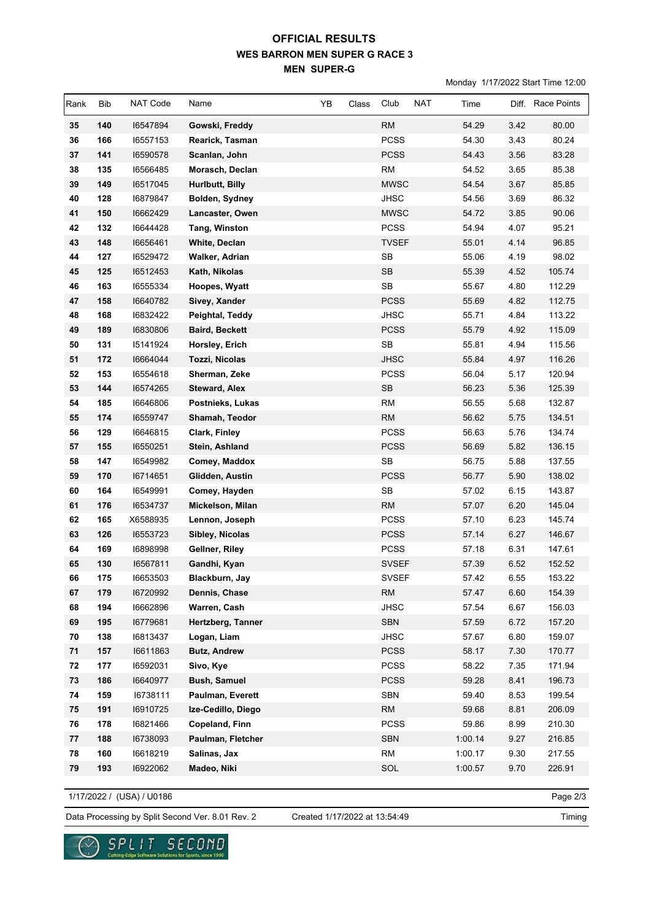# OFFICIAL RESULTS
## WES BARRON MEN SUPER G RACE 3
### MEN SUPER-G

Monday 1/17/2022 Start Time 12:00

| Rank | Bib | NAT Code | Name | YB | Class | Club | NAT | Time | Diff. | Race Points |
|---|---|---|---|---|---|---|---|---|---|---|
| 35 | 140 | I6547894 | **Gowski, Freddy** | | | RM | | 54.29 | 3.42 | 80.00 |
| 36 | 166 | I6557153 | **Rearick, Tasman** | | | PCSS | | 54.30 | 3.43 | 80.24 |
| 37 | 141 | I6590578 | **Scanlan, John** | | | PCSS | | 54.43 | 3.56 | 83.28 |
| 38 | 135 | I6566485 | **Morasch, Declan** | | | RM | | 54.52 | 3.65 | 85.38 |
| 39 | 149 | I6517045 | **Hurlbutt, Billy** | | | MWSC | | 54.54 | 3.67 | 85.85 |
| 40 | 128 | I6879847 | **Bolden, Sydney** | | | JHSC | | 54.56 | 3.69 | 86.32 |
| 41 | 150 | I6662429 | **Lancaster, Owen** | | | MWSC | | 54.72 | 3.85 | 90.06 |
| 42 | 132 | I6644428 | **Tang, Winston** | | | PCSS | | 54.94 | 4.07 | 95.21 |
| 43 | 148 | I6656461 | **White, Declan** | | | TVSEF | | 55.01 | 4.14 | 96.85 |
| 44 | 127 | I6529472 | **Walker, Adrian** | | | SB | | 55.06 | 4.19 | 98.02 |
| 45 | 125 | I6512453 | **Kath, Nikolas** | | | SB | | 55.39 | 4.52 | 105.74 |
| 46 | 163 | I6555334 | **Hoopes, Wyatt** | | | SB | | 55.67 | 4.80 | 112.29 |
| 47 | 158 | I6640782 | **Sivey, Xander** | | | PCSS | | 55.69 | 4.82 | 112.75 |
| 48 | 168 | I6832422 | **Peightal, Teddy** | | | JHSC | | 55.71 | 4.84 | 113.22 |
| 49 | 189 | I6830806 | **Baird, Beckett** | | | PCSS | | 55.79 | 4.92 | 115.09 |
| 50 | 131 | I5141924 | **Horsley, Erich** | | | SB | | 55.81 | 4.94 | 115.56 |
| 51 | 172 | I6664044 | **Tozzi, Nicolas** | | | JHSC | | 55.84 | 4.97 | 116.26 |
| 52 | 153 | I6554618 | **Sherman, Zeke** | | | PCSS | | 56.04 | 5.17 | 120.94 |
| 53 | 144 | I6574265 | **Steward, Alex** | | | SB | | 56.23 | 5.36 | 125.39 |
| 54 | 185 | I6646806 | **Postnieks, Lukas** | | | RM | | 56.55 | 5.68 | 132.87 |
| 55 | 174 | I6559747 | **Shamah, Teodor** | | | RM | | 56.62 | 5.75 | 134.51 |
| 56 | 129 | I6646815 | **Clark, Finley** | | | PCSS | | 56.63 | 5.76 | 134.74 |
| 57 | 155 | I6550251 | **Stein, Ashland** | | | PCSS | | 56.69 | 5.82 | 136.15 |
| 58 | 147 | I6549982 | **Comey, Maddox** | | | SB | | 56.75 | 5.88 | 137.55 |
| 59 | 170 | I6714651 | **Glidden, Austin** | | | PCSS | | 56.77 | 5.90 | 138.02 |
| 60 | 164 | I6549991 | **Comey, Hayden** | | | SB | | 57.02 | 6.15 | 143.87 |
| 61 | 176 | I6534737 | **Mickelson, Milan** | | | RM | | 57.07 | 6.20 | 145.04 |
| 62 | 165 | X6588935 | **Lennon, Joseph** | | | PCSS | | 57.10 | 6.23 | 145.74 |
| 63 | 126 | I6553723 | **Sibley, Nicolas** | | | PCSS | | 57.14 | 6.27 | 146.67 |
| 64 | 169 | I6898998 | **Gellner, Riley** | | | PCSS | | 57.18 | 6.31 | 147.61 |
| 65 | 130 | I6567811 | **Gandhi, Kyan** | | | SVSEF | | 57.39 | 6.52 | 152.52 |
| 66 | 175 | I6653503 | **Blackburn, Jay** | | | SVSEF | | 57.42 | 6.55 | 153.22 |
| 67 | 179 | I6720992 | **Dennis, Chase** | | | RM | | 57.47 | 6.60 | 154.39 |
| 68 | 194 | I6662896 | **Warren, Cash** | | | JHSC | | 57.54 | 6.67 | 156.03 |
| 69 | 195 | I6779681 | **Hertzberg, Tanner** | | | SBN | | 57.59 | 6.72 | 157.20 |
| 70 | 138 | I6813437 | **Logan, Liam** | | | JHSC | | 57.67 | 6.80 | 159.07 |
| 71 | 157 | I6611863 | **Butz, Andrew** | | | PCSS | | 58.17 | 7.30 | 170.77 |
| 72 | 177 | I6592031 | **Sivo, Kye** | | | PCSS | | 58.22 | 7.35 | 171.94 |
| 73 | 186 | I6640977 | **Bush, Samuel** | | | PCSS | | 59.28 | 8.41 | 196.73 |
| 74 | 159 | I6738111 | **Paulman, Everett** | | | SBN | | 59.40 | 8.53 | 199.54 |
| 75 | 191 | I6910725 | **Ize-Cedillo, Diego** | | | RM | | 59.68 | 8.81 | 206.09 |
| 76 | 178 | I6821466 | **Copeland, Finn** | | | PCSS | | 59.86 | 8.99 | 210.30 |
| 77 | 188 | I6738093 | **Paulman, Fletcher** | | | SBN | | 1:00.14 | 9.27 | 216.85 |
| 78 | 160 | I6618219 | **Salinas, Jax** | | | RM | | 1:00.17 | 9.30 | 217.55 |
| 79 | 193 | I6922062 | **Madeo, Niki** | | | SOL | | 1:00.57 | 9.70 | 226.91 |

1/17/2022 / (USA) / U0186

Data Processing by Split Second Ver. 8.01 Rev. 2 Created 1/17/2022 at 13:54:49 Timing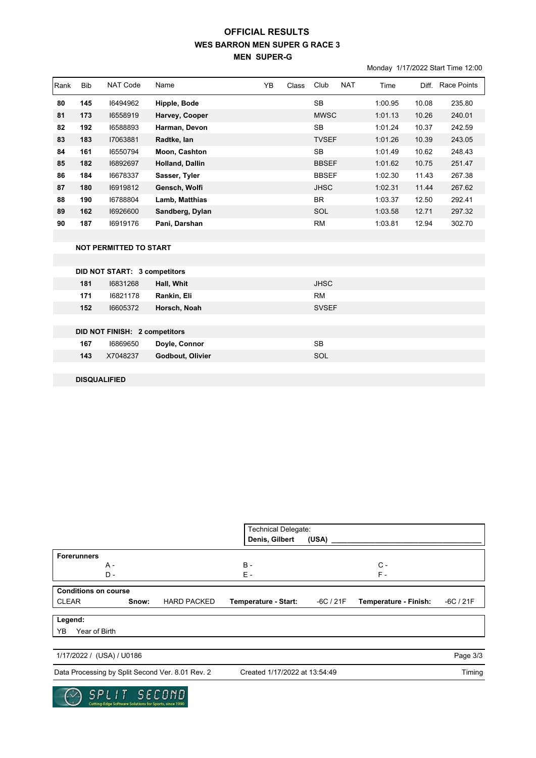# OFFICIAL RESULTS
## WES BARRON MEN SUPER G RACE 3
### MEN SUPER-G

Monday 1/17/2022 Start Time 12:00

| Rank | Bib | NAT Code | Name | YB | Class | Club | NAT | Time | Diff. | Race Points |
|---|---|---|---|---|---|---|---|---|---|---|
| 80 | 145 | I6494962 | Hipple, Bode | | | SB | | 1:00.95 | 10.08 | 235.80 |
| 81 | 173 | I6558919 | Harvey, Cooper | | | MWSC | | 1:01.13 | 10.26 | 240.01 |
| 82 | 192 | I6588893 | Harman, Devon | | | SB | | 1:01.24 | 10.37 | 242.59 |
| 83 | 183 | I7063881 | Radtke, Ian | | | TVSEF | | 1:01.26 | 10.39 | 243.05 |
| 84 | 161 | I6550794 | Moon, Cashton | | | SB | | 1:01.49 | 10.62 | 248.43 |
| 85 | 182 | I6892697 | Holland, Dallin | | | BBSEF | | 1:01.62 | 10.75 | 251.47 |
| 86 | 184 | I6678337 | Sasser, Tyler | | | BBSEF | | 1:02.30 | 11.43 | 267.38 |
| 87 | 180 | I6919812 | Gensch, Wolfi | | | JHSC | | 1:02.31 | 11.44 | 267.62 |
| 88 | 190 | I6788804 | Lamb, Matthias | | | BR | | 1:03.37 | 12.50 | 292.41 |
| 89 | 162 | I6926600 | Sandberg, Dylan | | | SOL | | 1:03.58 | 12.71 | 297.32 |
| 90 | 187 | I6919176 | Pani, Darshan | | | RM | | 1:03.81 | 12.94 | 302.70 |

**NOT PERMITTED TO START**

**DID NOT START: 3 competitors**

| Bib | NAT Code | Name | Club |
|---|---|---|---|
| 181 | I6831268 | Hall, Whit | JHSC |
| 171 | I6821178 | Rankin, Eli | RM |
| 152 | I6605372 | Horsch, Noah | SVSEF |

**DID NOT FINISH: 2 competitors**

| Bib | NAT Code | Name | Club |
|---|---|---|---|
| 167 | I6869650 | Doyle, Connor | SB |
| 143 | X7048237 | Godbout, Olivier | SOL |

**DISQUALIFIED**

Technical Delegate:
**Denis, Gilbert (USA)** ______________________

**Forerunners**

A - B - C -
D - E - F -

**Conditions on course**

| | | | | | |
|---|---|---|---|---|---|
| CLEAR | **Snow:** HARD PACKED | **Temperature - Start:** | -6C / 21F | **Temperature - Finish:** | -6C / 21F |

**Legend:**
YB Year of Birth

1/17/2022 / (USA) / U0186

Data Processing by Split Second Ver. 8.01 Rev. 2 Created 1/17/2022 at 13:54:49 Timing